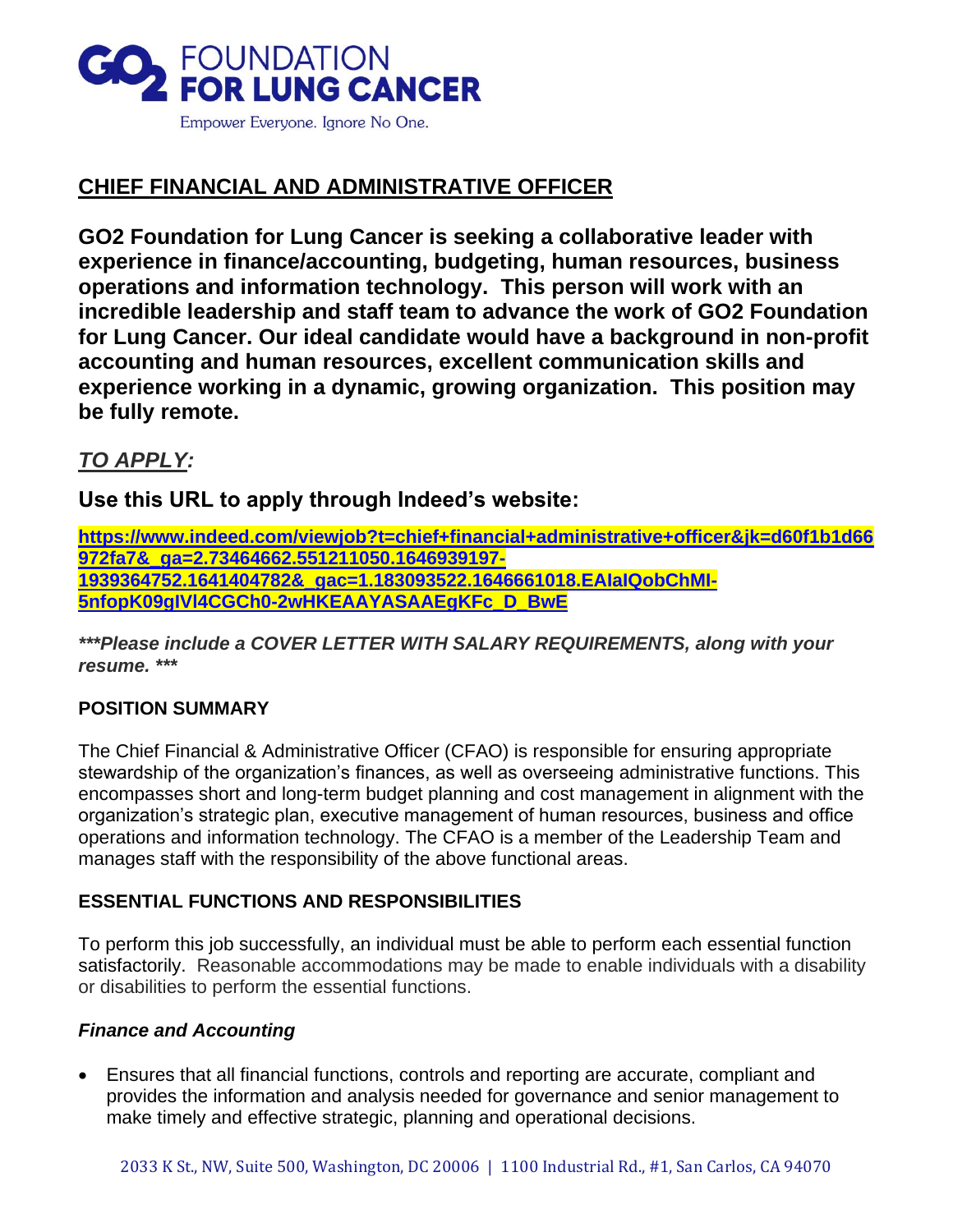GO2 FOUNDATION FOR LUNG CANCER

Empower Everyone. Ignore No One.

## CHIEF FINANCIAL AND ADMINISTRATIVE OFFICER

**GO2 Foundation for Lung Cancer is seeking a collaborative leader with experience in finance/accounting, budgeting, human resources, business operations and information technology. This person will work with an incredible leadership and staff team to advance the work of GO2 Foundation for Lung Cancer. Our ideal candidate would have a background in non-profit accounting and human resources, excellent communication skills and experience working in a dynamic, growing organization. This position may be fully remote.**

### *TO APPLY:*

**Use this URL to apply through Indeed's website:**

**https://www.indeed.com/viewjob?t=chief+financial+administrative+officer&jk=d60f1b1d66972fa7&_ga=2.73464662.551211050.1646939197-1939364752.1641404782&_gac=1.183093522.1646661018.EAIaIQobChMI-5nfopK09gIVl4CGCh0-2wHKEAAYASAAEgKFc_D_BwE**

***\*\*\*Please include a COVER LETTER WITH SALARY REQUIREMENTS, along with your resume. \*\*\****

**POSITION SUMMARY**

The Chief Financial & Administrative Officer (CFAO) is responsible for ensuring appropriate stewardship of the organization's finances, as well as overseeing administrative functions. This encompasses short and long-term budget planning and cost management in alignment with the organization's strategic plan, executive management of human resources, business and office operations and information technology. The CFAO is a member of the Leadership Team and manages staff with the responsibility of the above functional areas.

**ESSENTIAL FUNCTIONS AND RESPONSIBILITIES**

To perform this job successfully, an individual must be able to perform each essential function satisfactorily. Reasonable accommodations may be made to enable individuals with a disability or disabilities to perform the essential functions.

***Finance and Accounting***

- Ensures that all financial functions, controls and reporting are accurate, compliant and provides the information and analysis needed for governance and senior management to make timely and effective strategic, planning and operational decisions.

2033 K St., NW, Suite 500, Washington, DC 20006 | 1100 Industrial Rd., #1, San Carlos, CA 94070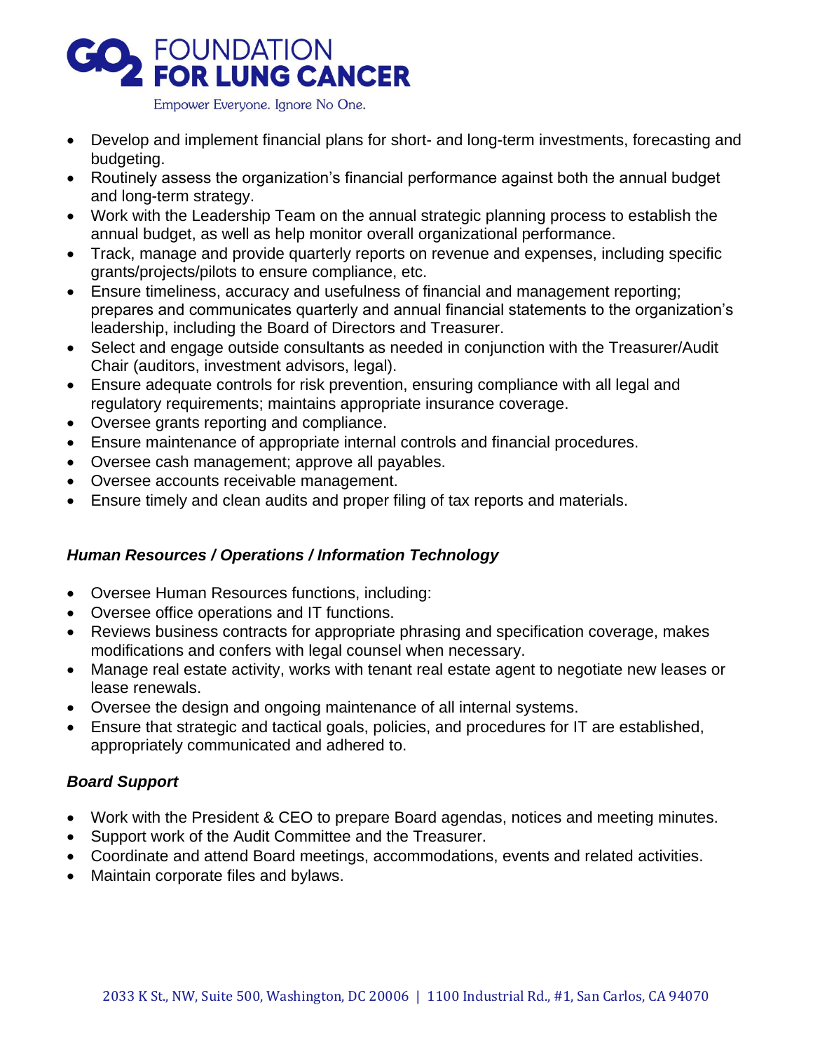- Develop and implement financial plans for short- and long-term investments, forecasting and budgeting.
- Routinely assess the organization's financial performance against both the annual budget and long-term strategy.
- Work with the Leadership Team on the annual strategic planning process to establish the annual budget, as well as help monitor overall organizational performance.
- Track, manage and provide quarterly reports on revenue and expenses, including specific grants/projects/pilots to ensure compliance, etc.
- Ensure timeliness, accuracy and usefulness of financial and management reporting; prepares and communicates quarterly and annual financial statements to the organization's leadership, including the Board of Directors and Treasurer.
- Select and engage outside consultants as needed in conjunction with the Treasurer/Audit Chair (auditors, investment advisors, legal).
- Ensure adequate controls for risk prevention, ensuring compliance with all legal and regulatory requirements; maintains appropriate insurance coverage.
- Oversee grants reporting and compliance.
- Ensure maintenance of appropriate internal controls and financial procedures.
- Oversee cash management; approve all payables.
- Oversee accounts receivable management.
- Ensure timely and clean audits and proper filing of tax reports and materials.

### *Human Resources / Operations / Information Technology*

- Oversee Human Resources functions, including:
- Oversee office operations and IT functions.
- Reviews business contracts for appropriate phrasing and specification coverage, makes modifications and confers with legal counsel when necessary.
- Manage real estate activity, works with tenant real estate agent to negotiate new leases or lease renewals.
- Oversee the design and ongoing maintenance of all internal systems.
- Ensure that strategic and tactical goals, policies, and procedures for IT are established, appropriately communicated and adhered to.

### *Board Support*

- Work with the President & CEO to prepare Board agendas, notices and meeting minutes.
- Support work of the Audit Committee and the Treasurer.
- Coordinate and attend Board meetings, accommodations, events and related activities.
- Maintain corporate files and bylaws.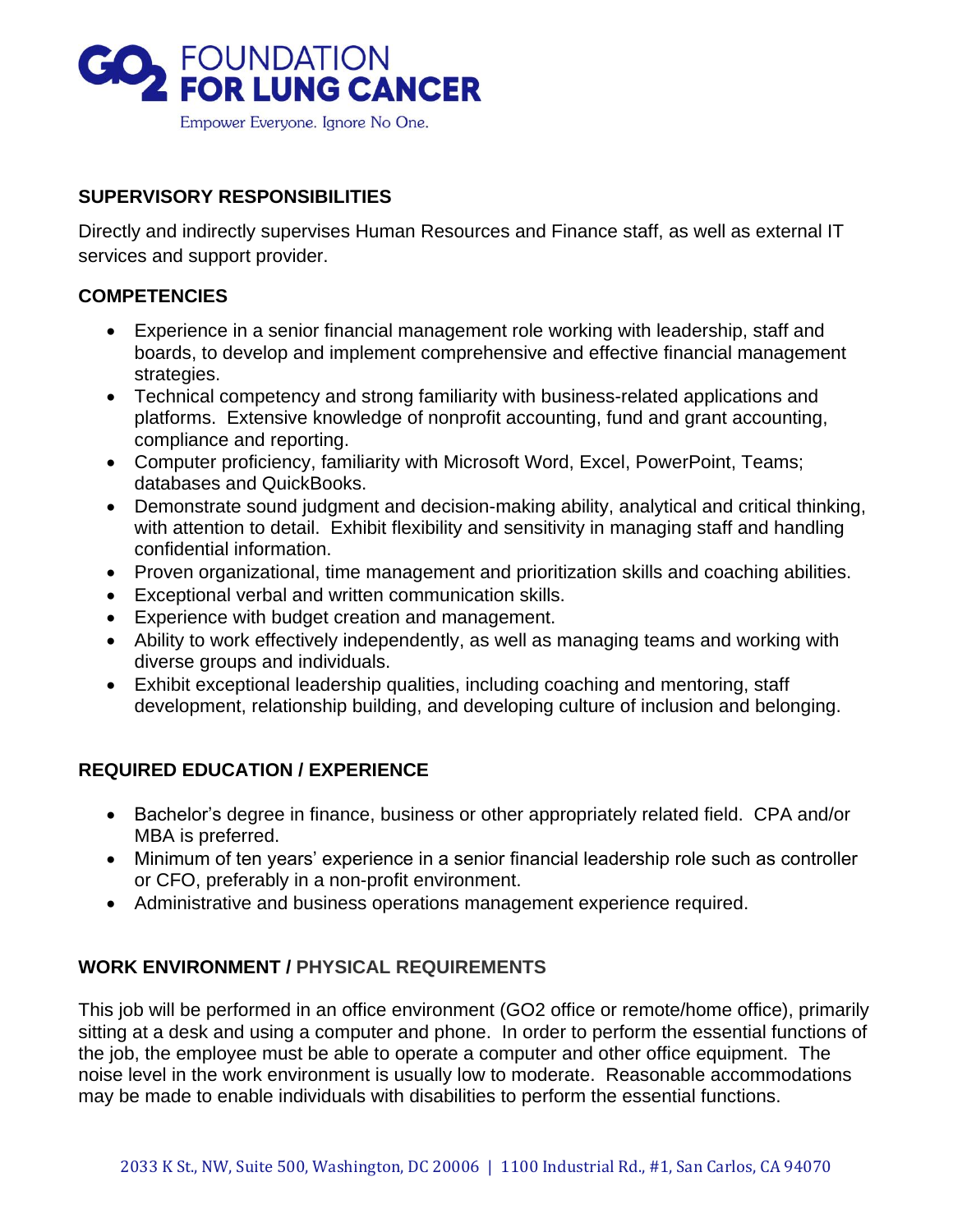## SUPERVISORY RESPONSIBILITIES

Directly and indirectly supervises Human Resources and Finance staff, as well as external IT services and support provider.

## COMPETENCIES

- Experience in a senior financial management role working with leadership, staff and boards, to develop and implement comprehensive and effective financial management strategies.
- Technical competency and strong familiarity with business-related applications and platforms. Extensive knowledge of nonprofit accounting, fund and grant accounting, compliance and reporting.
- Computer proficiency, familiarity with Microsoft Word, Excel, PowerPoint, Teams; databases and QuickBooks.
- Demonstrate sound judgment and decision-making ability, analytical and critical thinking, with attention to detail. Exhibit flexibility and sensitivity in managing staff and handling confidential information.
- Proven organizational, time management and prioritization skills and coaching abilities.
- Exceptional verbal and written communication skills.
- Experience with budget creation and management.
- Ability to work effectively independently, as well as managing teams and working with diverse groups and individuals.
- Exhibit exceptional leadership qualities, including coaching and mentoring, staff development, relationship building, and developing culture of inclusion and belonging.

## REQUIRED EDUCATION / EXPERIENCE

- Bachelor's degree in finance, business or other appropriately related field. CPA and/or MBA is preferred.
- Minimum of ten years' experience in a senior financial leadership role such as controller or CFO, preferably in a non-profit environment.
- Administrative and business operations management experience required.

## WORK ENVIRONMENT / PHYSICAL REQUIREMENTS

This job will be performed in an office environment (GO2 office or remote/home office), primarily sitting at a desk and using a computer and phone. In order to perform the essential functions of the job, the employee must be able to operate a computer and other office equipment. The noise level in the work environment is usually low to moderate. Reasonable accommodations may be made to enable individuals with disabilities to perform the essential functions.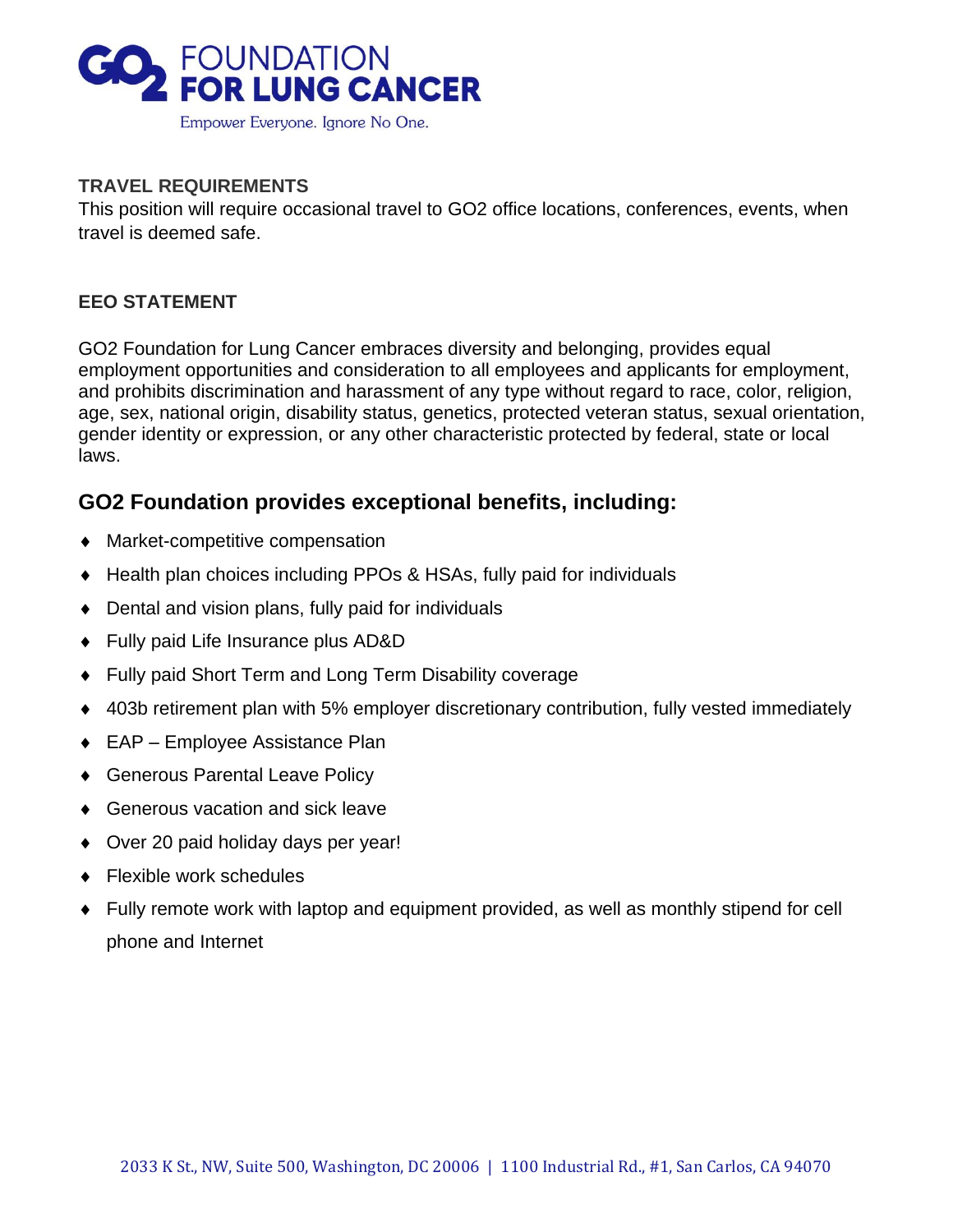### TRAVEL REQUIREMENTS

This position will require occasional travel to GO2 office locations, conferences, events, when travel is deemed safe.

### EEO STATEMENT

GO2 Foundation for Lung Cancer embraces diversity and belonging, provides equal employment opportunities and consideration to all employees and applicants for employment, and prohibits discrimination and harassment of any type without regard to race, color, religion, age, sex, national origin, disability status, genetics, protected veteran status, sexual orientation, gender identity or expression, or any other characteristic protected by federal, state or local laws.

## GO2 Foundation provides exceptional benefits, including:

- Market-competitive compensation
- Health plan choices including PPOs & HSAs, fully paid for individuals
- Dental and vision plans, fully paid for individuals
- Fully paid Life Insurance plus AD&D
- Fully paid Short Term and Long Term Disability coverage
- 403b retirement plan with 5% employer discretionary contribution, fully vested immediately
- EAP – Employee Assistance Plan
- Generous Parental Leave Policy
- Generous vacation and sick leave
- Over 20 paid holiday days per year!
- Flexible work schedules
- Fully remote work with laptop and equipment provided, as well as monthly stipend for cell phone and Internet